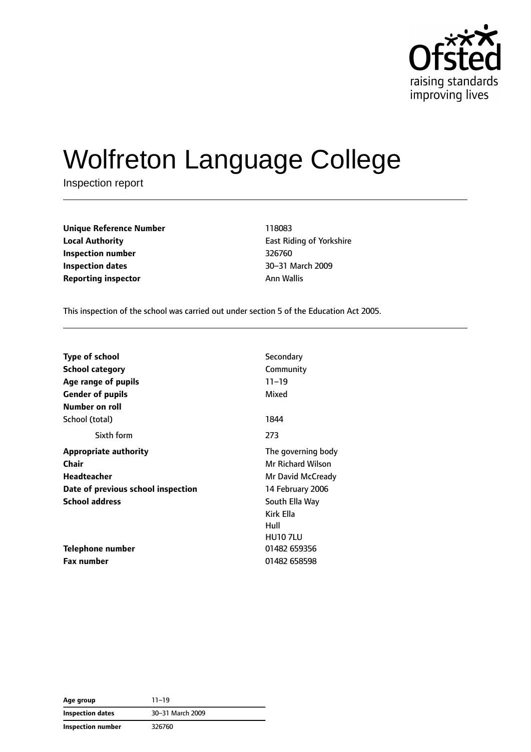# Wolfreton Language College

Inspection report

| | |
|---|---|
| **Unique Reference Number** | 118083 |
| **Local Authority** | East Riding of Yorkshire |
| **Inspection number** | 326760 |
| **Inspection dates** | 30–31 March 2009 |
| **Reporting inspector** | Ann Wallis |

This inspection of the school was carried out under section 5 of the Education Act 2005.

| | |
|---|---|
| **Type of school** | Secondary |
| **School category** | Community |
| **Age range of pupils** | 11–19 |
| **Gender of pupils** | Mixed |
| **Number on roll** | |
| School (total) | 1844 |
| Sixth form | 273 |
| **Appropriate authority** | The governing body |
| **Chair** | Mr Richard Wilson |
| **Headteacher** | Mr David McCready |
| **Date of previous school inspection** | 14 February 2006 |
| **School address** | South Ella Way<br>Kirk Ella<br>Hull<br>HU10 7LU |
| **Telephone number** | 01482 659356 |
| **Fax number** | 01482 658598 |

| | |
|---|---|
| **Age group** | 11–19 |
| **Inspection dates** | 30–31 March 2009 |
| **Inspection number** | 326760 |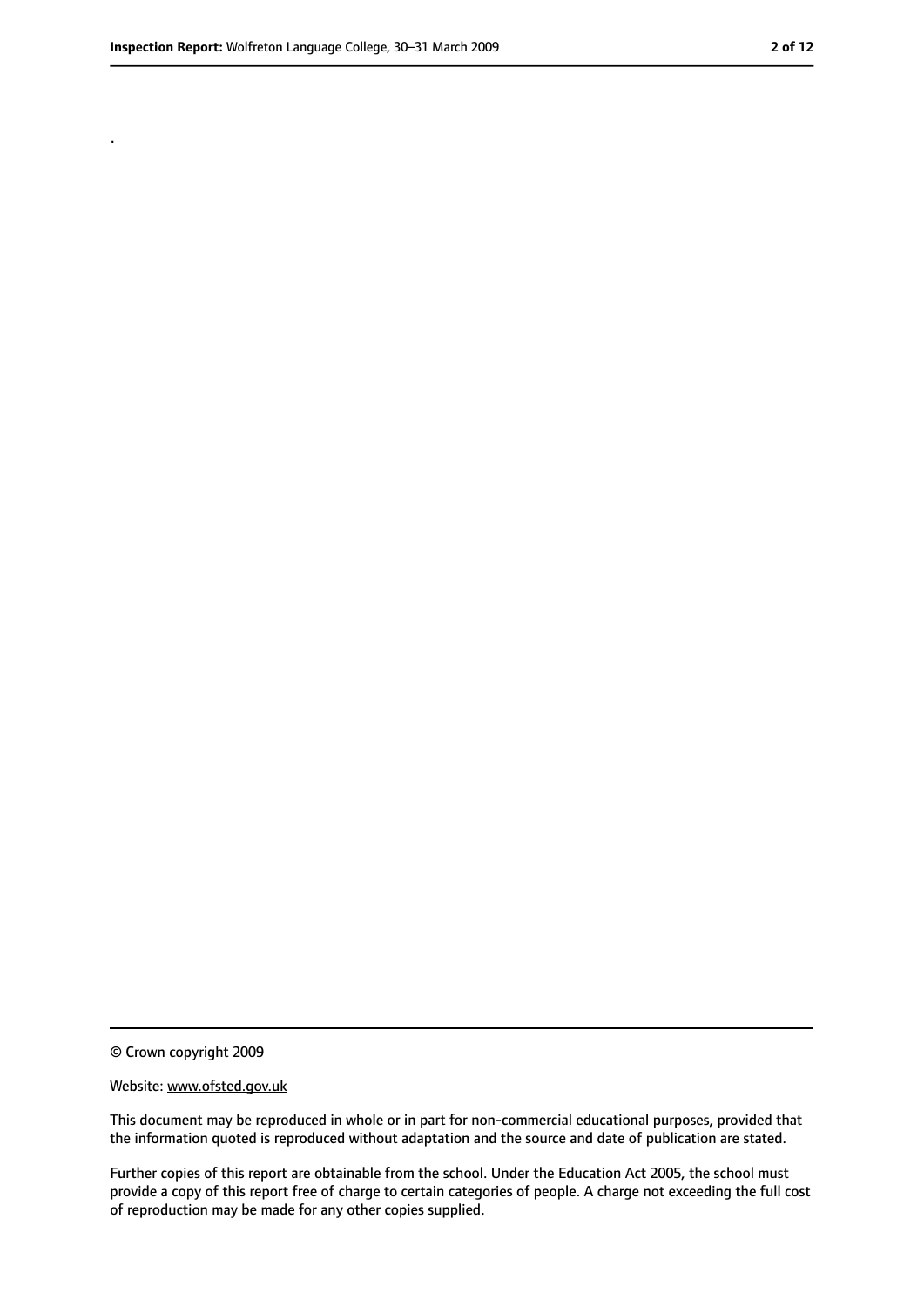.

© Crown copyright 2009

Website: www.ofsted.gov.uk

This document may be reproduced in whole or in part for non-commercial educational purposes, provided that the information quoted is reproduced without adaptation and the source and date of publication are stated.

Further copies of this report are obtainable from the school. Under the Education Act 2005, the school must provide a copy of this report free of charge to certain categories of people. A charge not exceeding the full cost of reproduction may be made for any other copies supplied.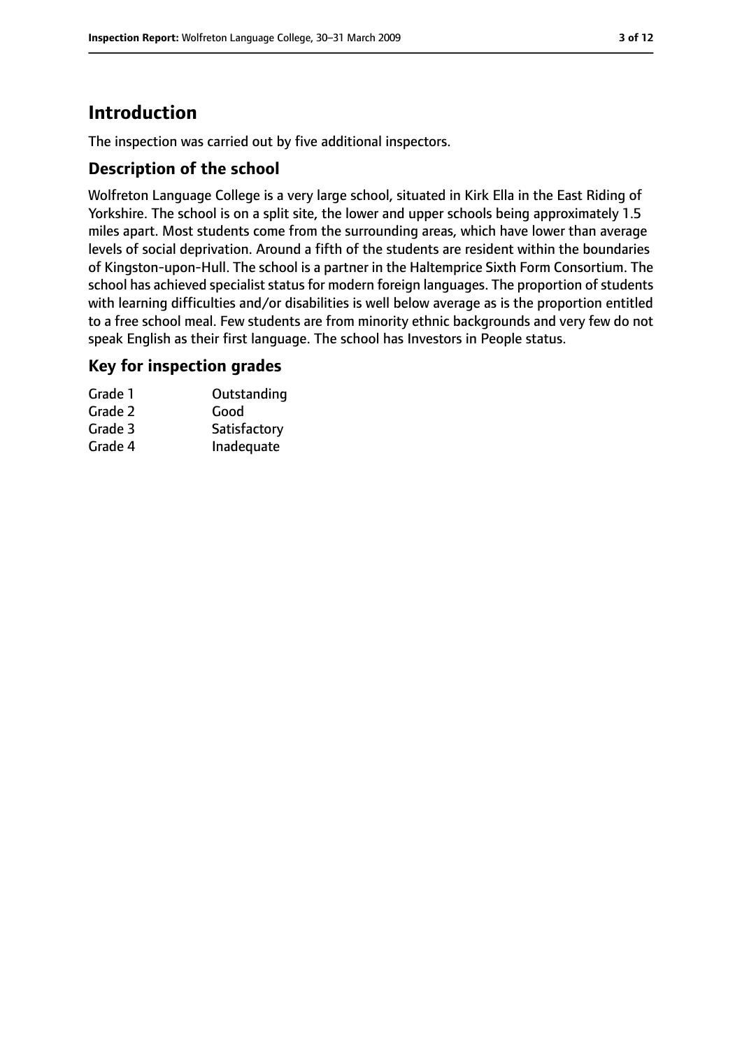# Introduction

The inspection was carried out by five additional inspectors.

## Description of the school

Wolfreton Language College is a very large school, situated in Kirk Ella in the East Riding of Yorkshire. The school is on a split site, the lower and upper schools being approximately 1.5 miles apart. Most students come from the surrounding areas, which have lower than average levels of social deprivation. Around a fifth of the students are resident within the boundaries of Kingston-upon-Hull. The school is a partner in the Haltemprice Sixth Form Consortium. The school has achieved specialist status for modern foreign languages. The proportion of students with learning difficulties and/or disabilities is well below average as is the proportion entitled to a free school meal. Few students are from minority ethnic backgrounds and very few do not speak English as their first language. The school has Investors in People status.

## Key for inspection grades

| | |
|---|---|
| Grade 1 | Outstanding |
| Grade 2 | Good |
| Grade 3 | Satisfactory |
| Grade 4 | Inadequate |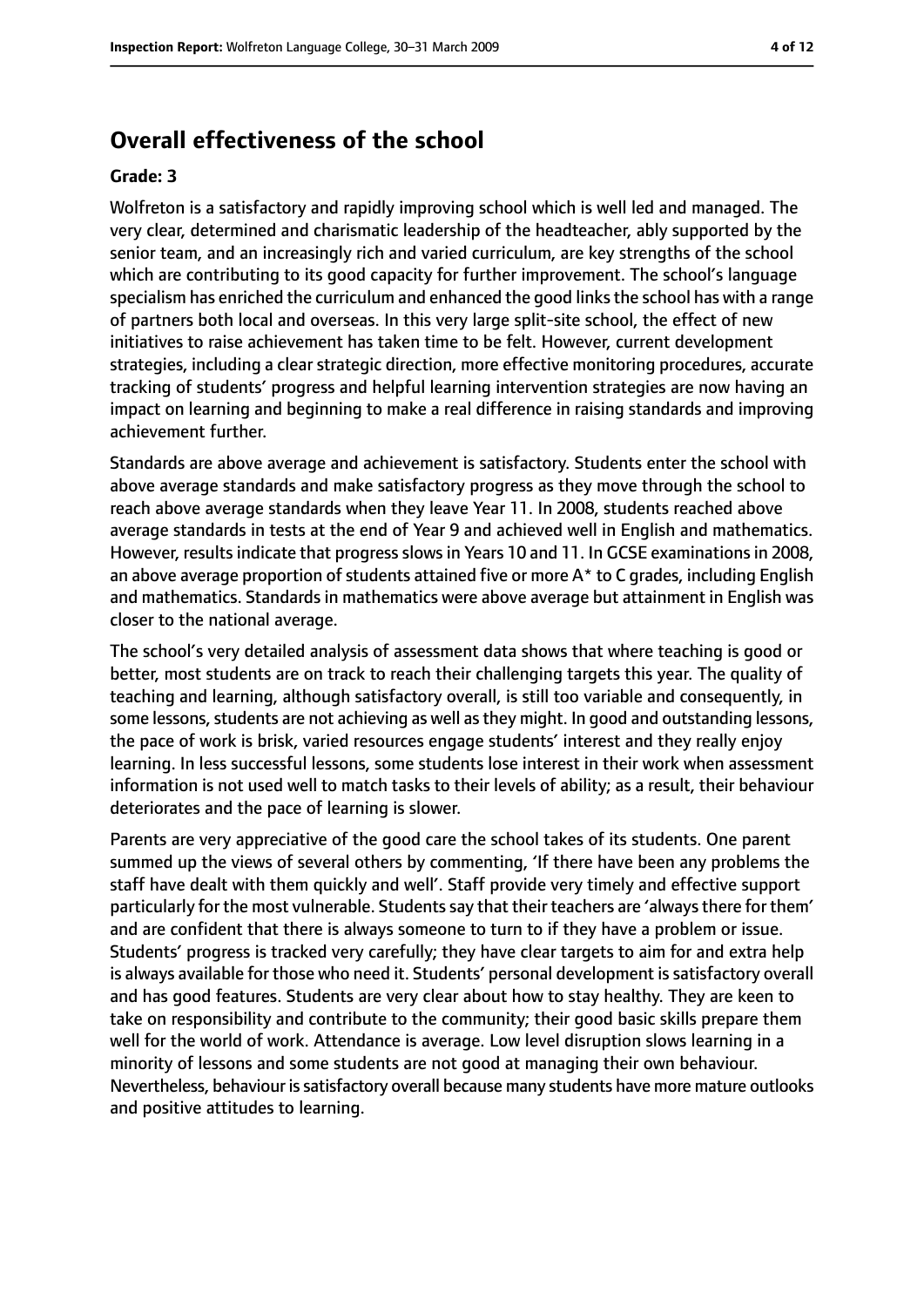## Overall effectiveness of the school

**Grade: 3**

Wolfreton is a satisfactory and rapidly improving school which is well led and managed. The very clear, determined and charismatic leadership of the headteacher, ably supported by the senior team, and an increasingly rich and varied curriculum, are key strengths of the school which are contributing to its good capacity for further improvement. The school's language specialism has enriched the curriculum and enhanced the good links the school has with a range of partners both local and overseas. In this very large split-site school, the effect of new initiatives to raise achievement has taken time to be felt. However, current development strategies, including a clear strategic direction, more effective monitoring procedures, accurate tracking of students' progress and helpful learning intervention strategies are now having an impact on learning and beginning to make a real difference in raising standards and improving achievement further.

Standards are above average and achievement is satisfactory. Students enter the school with above average standards and make satisfactory progress as they move through the school to reach above average standards when they leave Year 11. In 2008, students reached above average standards in tests at the end of Year 9 and achieved well in English and mathematics. However, results indicate that progress slows in Years 10 and 11. In GCSE examinations in 2008, an above average proportion of students attained five or more A* to C grades, including English and mathematics. Standards in mathematics were above average but attainment in English was closer to the national average.

The school's very detailed analysis of assessment data shows that where teaching is good or better, most students are on track to reach their challenging targets this year. The quality of teaching and learning, although satisfactory overall, is still too variable and consequently, in some lessons, students are not achieving as well as they might. In good and outstanding lessons, the pace of work is brisk, varied resources engage students' interest and they really enjoy learning. In less successful lessons, some students lose interest in their work when assessment information is not used well to match tasks to their levels of ability; as a result, their behaviour deteriorates and the pace of learning is slower.

Parents are very appreciative of the good care the school takes of its students. One parent summed up the views of several others by commenting, 'If there have been any problems the staff have dealt with them quickly and well'. Staff provide very timely and effective support particularly for the most vulnerable. Students say that their teachers are 'always there for them' and are confident that there is always someone to turn to if they have a problem or issue. Students' progress is tracked very carefully; they have clear targets to aim for and extra help is always available for those who need it. Students' personal development is satisfactory overall and has good features. Students are very clear about how to stay healthy. They are keen to take on responsibility and contribute to the community; their good basic skills prepare them well for the world of work. Attendance is average. Low level disruption slows learning in a minority of lessons and some students are not good at managing their own behaviour. Nevertheless, behaviour is satisfactory overall because many students have more mature outlooks and positive attitudes to learning.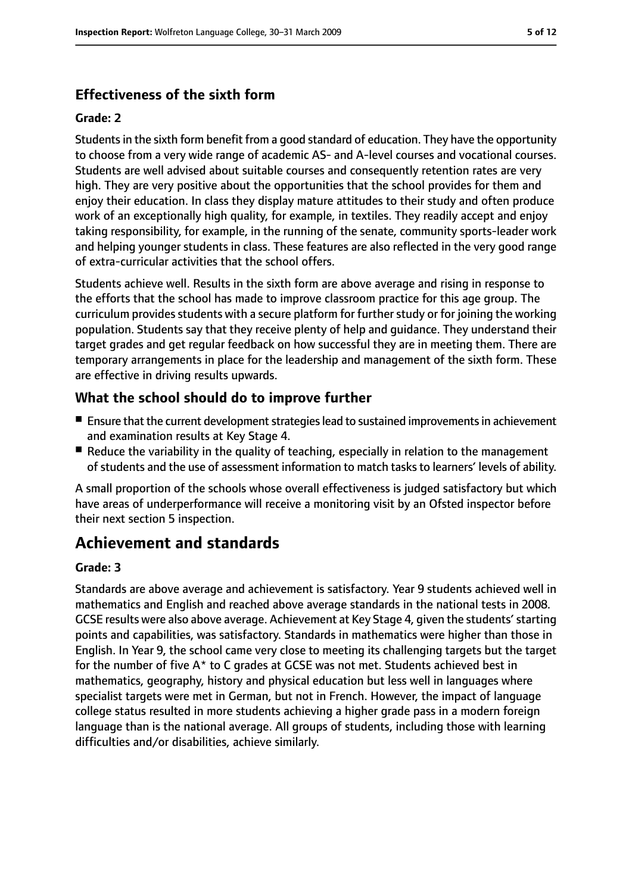### Effectiveness of the sixth form

#### Grade: 2

Students in the sixth form benefit from a good standard of education. They have the opportunity to choose from a very wide range of academic AS- and A-level courses and vocational courses. Students are well advised about suitable courses and consequently retention rates are very high. They are very positive about the opportunities that the school provides for them and enjoy their education. In class they display mature attitudes to their study and often produce work of an exceptionally high quality, for example, in textiles. They readily accept and enjoy taking responsibility, for example, in the running of the senate, community sports-leader work and helping younger students in class. These features are also reflected in the very good range of extra-curricular activities that the school offers.

Students achieve well. Results in the sixth form are above average and rising in response to the efforts that the school has made to improve classroom practice for this age group. The curriculum provides students with a secure platform for further study or for joining the working population. Students say that they receive plenty of help and guidance. They understand their target grades and get regular feedback on how successful they are in meeting them. There are temporary arrangements in place for the leadership and management of the sixth form. These are effective in driving results upwards.

### What the school should do to improve further

- Ensure that the current development strategies lead to sustained improvements in achievement and examination results at Key Stage 4.
- Reduce the variability in the quality of teaching, especially in relation to the management of students and the use of assessment information to match tasks to learners' levels of ability.

A small proportion of the schools whose overall effectiveness is judged satisfactory but which have areas of underperformance will receive a monitoring visit by an Ofsted inspector before their next section 5 inspection.

## Achievement and standards

#### Grade: 3

Standards are above average and achievement is satisfactory. Year 9 students achieved well in mathematics and English and reached above average standards in the national tests in 2008. GCSE results were also above average. Achievement at Key Stage 4, given the students' starting points and capabilities, was satisfactory. Standards in mathematics were higher than those in English. In Year 9, the school came very close to meeting its challenging targets but the target for the number of five A* to C grades at GCSE was not met. Students achieved best in mathematics, geography, history and physical education but less well in languages where specialist targets were met in German, but not in French. However, the impact of language college status resulted in more students achieving a higher grade pass in a modern foreign language than is the national average. All groups of students, including those with learning difficulties and/or disabilities, achieve similarly.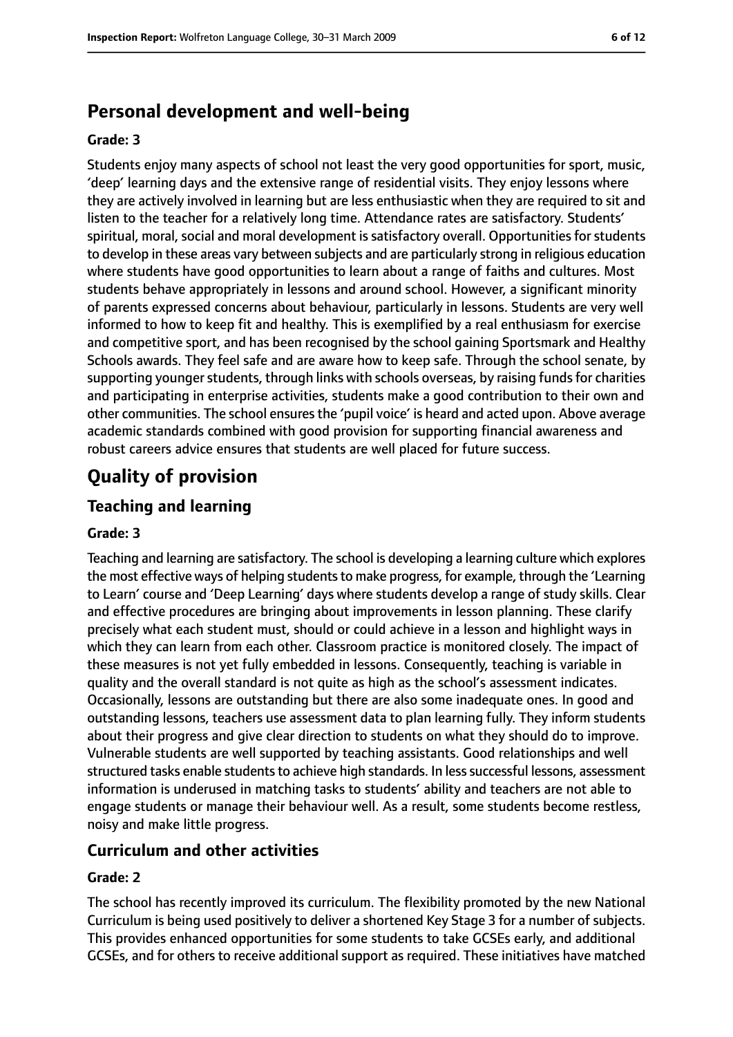## Personal development and well-being

**Grade: 3**

Students enjoy many aspects of school not least the very good opportunities for sport, music, 'deep' learning days and the extensive range of residential visits. They enjoy lessons where they are actively involved in learning but are less enthusiastic when they are required to sit and listen to the teacher for a relatively long time. Attendance rates are satisfactory. Students' spiritual, moral, social and moral development is satisfactory overall. Opportunities for students to develop in these areas vary between subjects and are particularly strong in religious education where students have good opportunities to learn about a range of faiths and cultures. Most students behave appropriately in lessons and around school. However, a significant minority of parents expressed concerns about behaviour, particularly in lessons. Students are very well informed to how to keep fit and healthy. This is exemplified by a real enthusiasm for exercise and competitive sport, and has been recognised by the school gaining Sportsmark and Healthy Schools awards. They feel safe and are aware how to keep safe. Through the school senate, by supporting younger students, through links with schools overseas, by raising funds for charities and participating in enterprise activities, students make a good contribution to their own and other communities. The school ensures the 'pupil voice' is heard and acted upon. Above average academic standards combined with good provision for supporting financial awareness and robust careers advice ensures that students are well placed for future success.

# Quality of provision

## Teaching and learning

**Grade: 3**

Teaching and learning are satisfactory. The school is developing a learning culture which explores the most effective ways of helping students to make progress, for example, through the 'Learning to Learn' course and 'Deep Learning' days where students develop a range of study skills. Clear and effective procedures are bringing about improvements in lesson planning. These clarify precisely what each student must, should or could achieve in a lesson and highlight ways in which they can learn from each other. Classroom practice is monitored closely. The impact of these measures is not yet fully embedded in lessons. Consequently, teaching is variable in quality and the overall standard is not quite as high as the school's assessment indicates. Occasionally, lessons are outstanding but there are also some inadequate ones. In good and outstanding lessons, teachers use assessment data to plan learning fully. They inform students about their progress and give clear direction to students on what they should do to improve. Vulnerable students are well supported by teaching assistants. Good relationships and well structured tasks enable students to achieve high standards. In less successful lessons, assessment information is underused in matching tasks to students' ability and teachers are not able to engage students or manage their behaviour well. As a result, some students become restless, noisy and make little progress.

## Curriculum and other activities

**Grade: 2**

The school has recently improved its curriculum. The flexibility promoted by the new National Curriculum is being used positively to deliver a shortened Key Stage 3 for a number of subjects. This provides enhanced opportunities for some students to take GCSEs early, and additional GCSEs, and for others to receive additional support as required. These initiatives have matched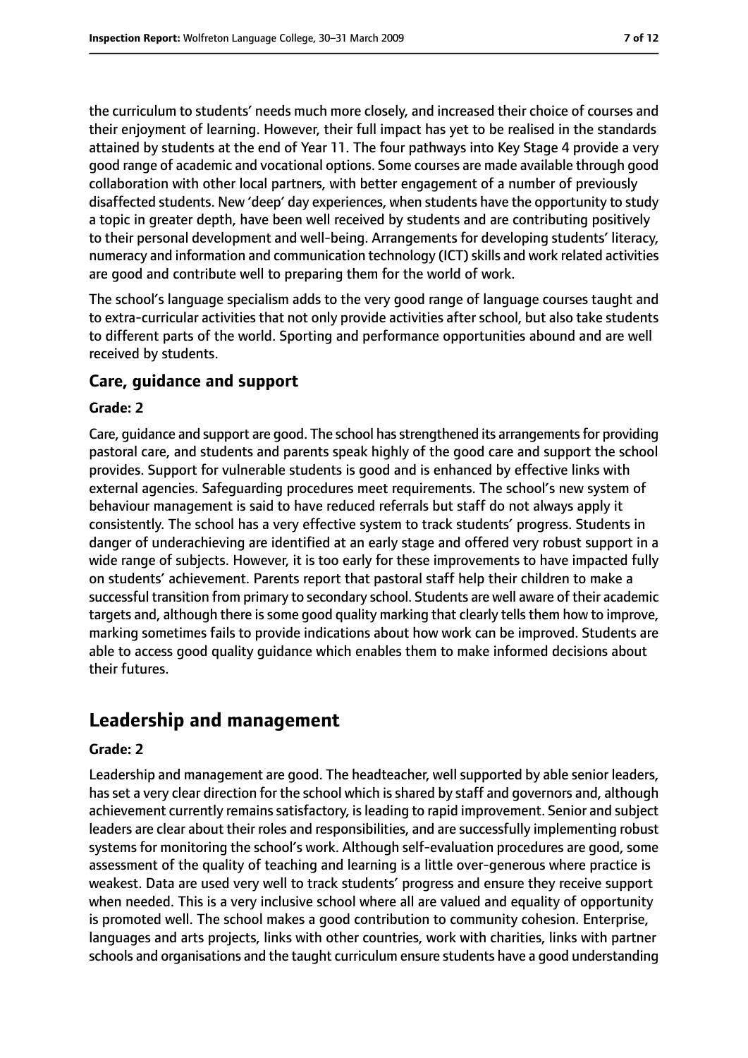the curriculum to students' needs much more closely, and increased their choice of courses and their enjoyment of learning. However, their full impact has yet to be realised in the standards attained by students at the end of Year 11. The four pathways into Key Stage 4 provide a very good range of academic and vocational options. Some courses are made available through good collaboration with other local partners, with better engagement of a number of previously disaffected students. New 'deep' day experiences, when students have the opportunity to study a topic in greater depth, have been well received by students and are contributing positively to their personal development and well-being. Arrangements for developing students' literacy, numeracy and information and communication technology (ICT) skills and work related activities are good and contribute well to preparing them for the world of work.

The school's language specialism adds to the very good range of language courses taught and to extra-curricular activities that not only provide activities after school, but also take students to different parts of the world. Sporting and performance opportunities abound and are well received by students.

### Care, guidance and support

#### Grade: 2

Care, guidance and support are good. The school has strengthened its arrangements for providing pastoral care, and students and parents speak highly of the good care and support the school provides. Support for vulnerable students is good and is enhanced by effective links with external agencies. Safeguarding procedures meet requirements. The school's new system of behaviour management is said to have reduced referrals but staff do not always apply it consistently. The school has a very effective system to track students' progress. Students in danger of underachieving are identified at an early stage and offered very robust support in a wide range of subjects. However, it is too early for these improvements to have impacted fully on students' achievement. Parents report that pastoral staff help their children to make a successful transition from primary to secondary school. Students are well aware of their academic targets and, although there is some good quality marking that clearly tells them how to improve, marking sometimes fails to provide indications about how work can be improved. Students are able to access good quality guidance which enables them to make informed decisions about their futures.

## Leadership and management

#### Grade: 2

Leadership and management are good. The headteacher, well supported by able senior leaders, has set a very clear direction for the school which is shared by staff and governors and, although achievement currently remains satisfactory, is leading to rapid improvement. Senior and subject leaders are clear about their roles and responsibilities, and are successfully implementing robust systems for monitoring the school's work. Although self-evaluation procedures are good, some assessment of the quality of teaching and learning is a little over-generous where practice is weakest. Data are used very well to track students' progress and ensure they receive support when needed. This is a very inclusive school where all are valued and equality of opportunity is promoted well. The school makes a good contribution to community cohesion. Enterprise, languages and arts projects, links with other countries, work with charities, links with partner schools and organisations and the taught curriculum ensure students have a good understanding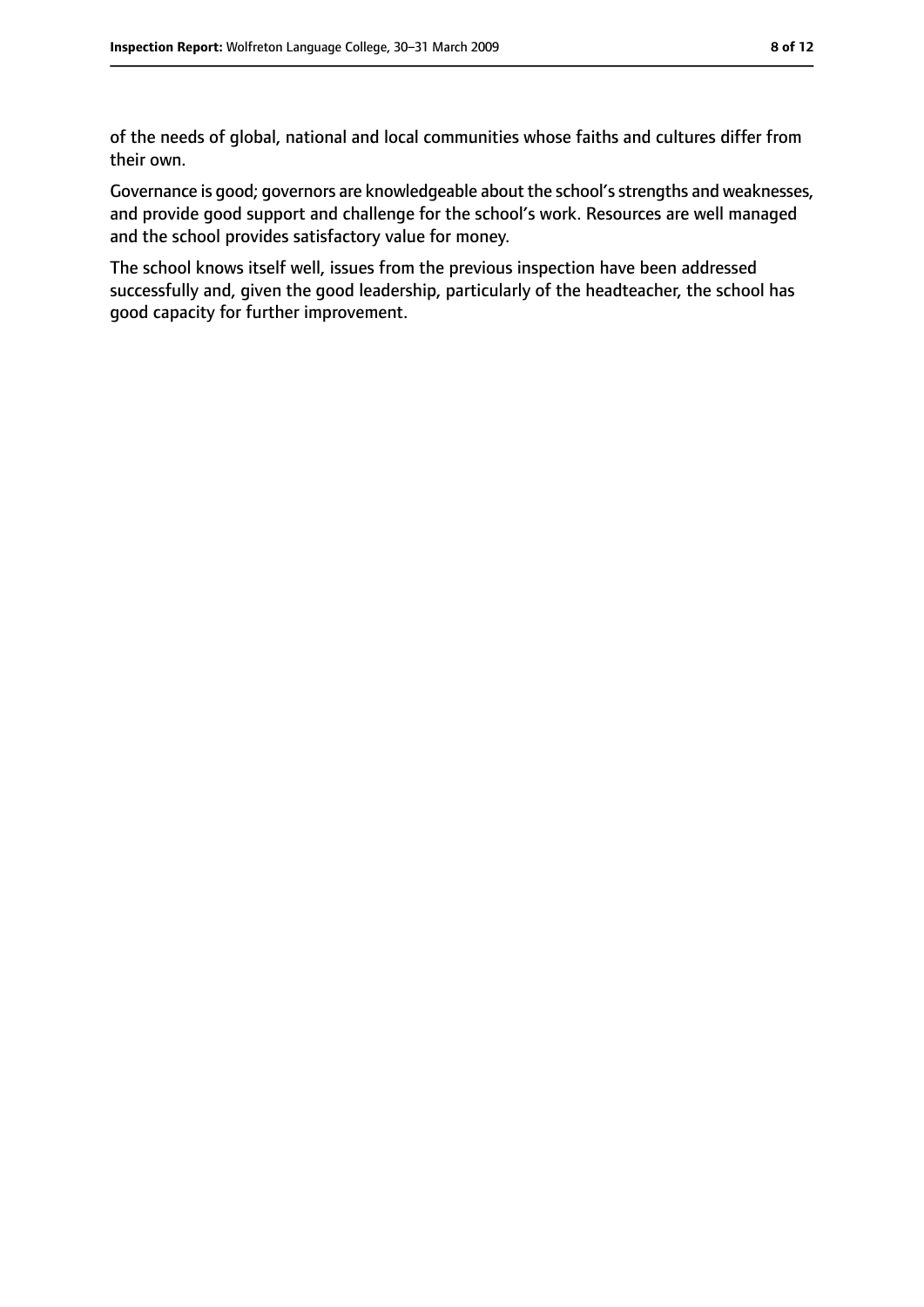of the needs of global, national and local communities whose faiths and cultures differ from their own.

Governance is good; governors are knowledgeable about the school's strengths and weaknesses, and provide good support and challenge for the school's work. Resources are well managed and the school provides satisfactory value for money.

The school knows itself well, issues from the previous inspection have been addressed successfully and, given the good leadership, particularly of the headteacher, the school has good capacity for further improvement.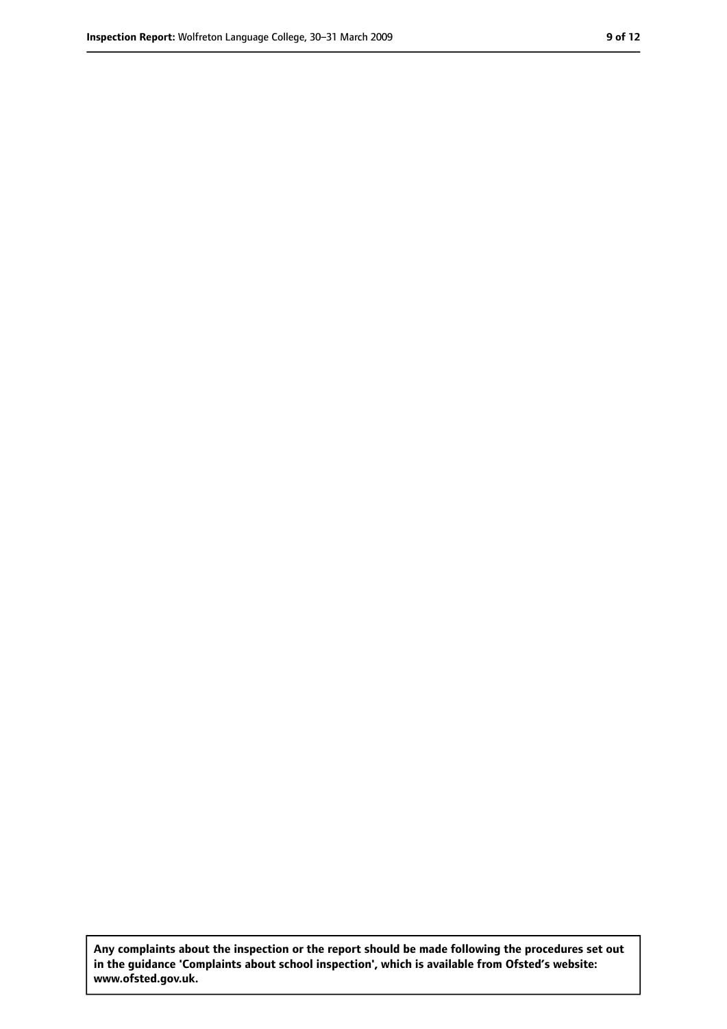**Any complaints about the inspection or the report should be made following the procedures set out in the guidance 'Complaints about school inspection', which is available from Ofsted's website: www.ofsted.gov.uk.**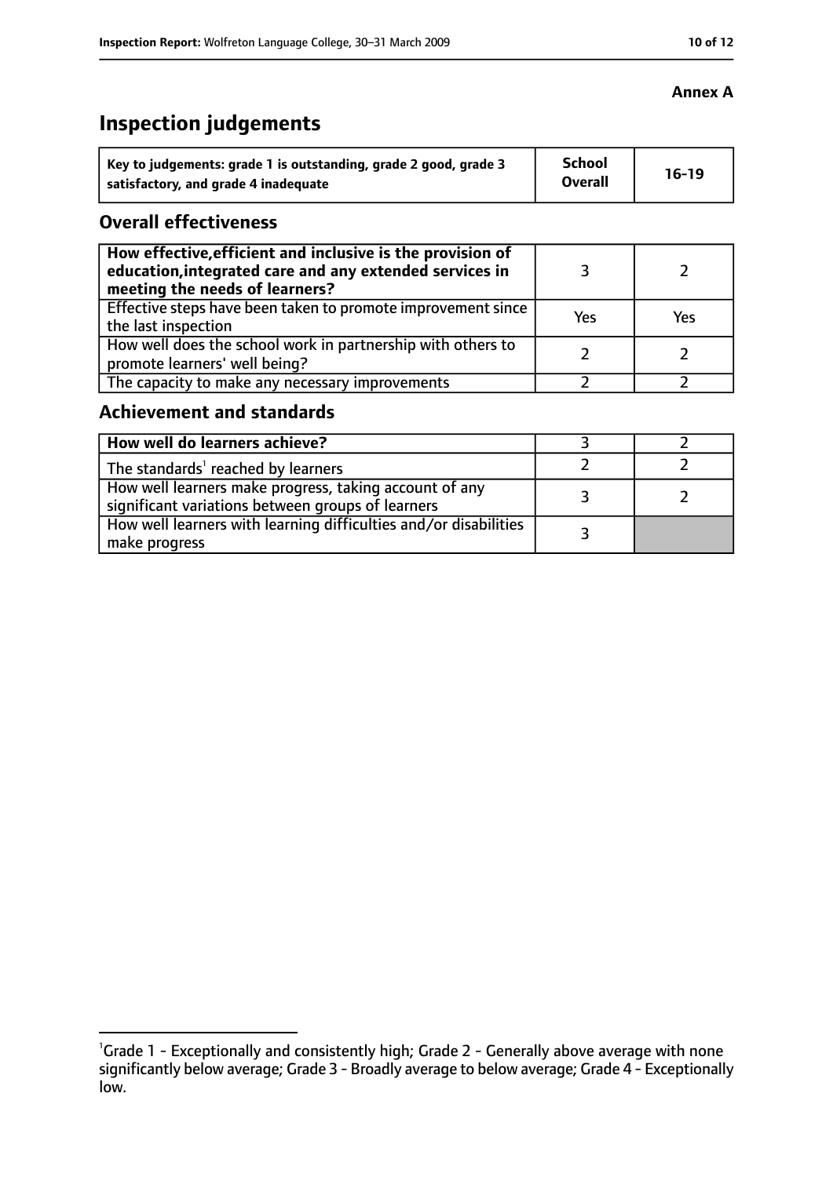**Annex A**

# Inspection judgements

| Key to judgements: grade 1 is outstanding, grade 2 good, grade 3 satisfactory, and grade 4 inadequate | School Overall | 16-19 |
|---|---|---|

## Overall effectiveness

| How effective, efficient and inclusive is the provision of education, integrated care and any extended services in meeting the needs of learners? | 3 | 2 |
|---|---|---|
| Effective steps have been taken to promote improvement since the last inspection | Yes | Yes |
| How well does the school work in partnership with others to promote learners' well being? | 2 | 2 |
| The capacity to make any necessary improvements | 2 | 2 |

## Achievement and standards

| How well do learners achieve? | 3 | 2 |
|---|---|---|
| The standards[1] reached by learners | 2 | 2 |
| How well learners make progress, taking account of any significant variations between groups of learners | 3 | 2 |
| How well learners with learning difficulties and/or disabilities make progress | 3 | |

[1] Grade 1 - Exceptionally and consistently high; Grade 2 - Generally above average with none significantly below average; Grade 3 - Broadly average to below average; Grade 4 - Exceptionally low.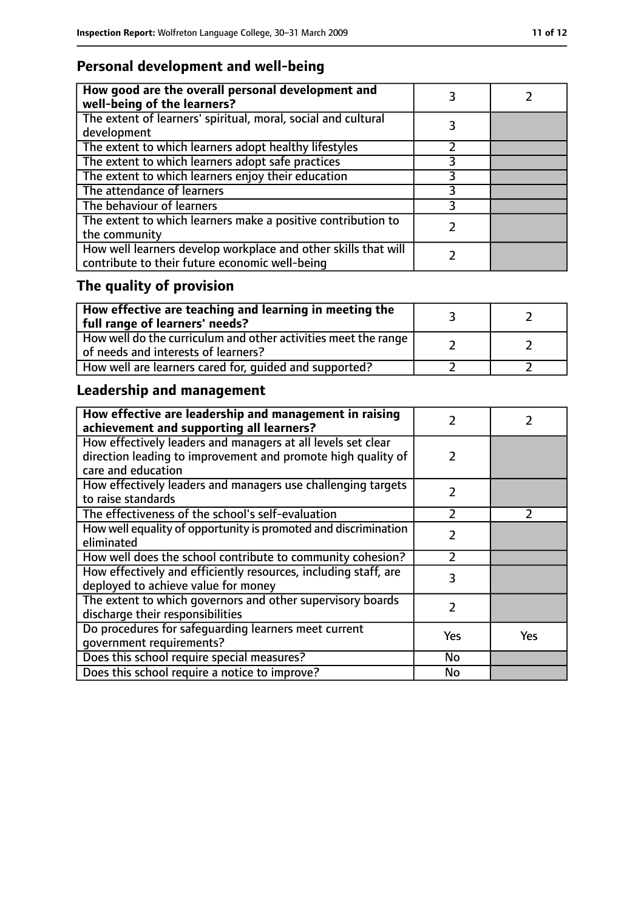## Personal development and well-being

| How good are the overall personal development and well-being of the learners? | 3 | 2 |
|---|---|---|
| The extent of learners' spiritual, moral, social and cultural development | 3 | |
| The extent to which learners adopt healthy lifestyles | 2 | |
| The extent to which learners adopt safe practices | 3 | |
| The extent to which learners enjoy their education | 3 | |
| The attendance of learners | 3 | |
| The behaviour of learners | 3 | |
| The extent to which learners make a positive contribution to the community | 2 | |
| How well learners develop workplace and other skills that will contribute to their future economic well-being | 2 | |

## The quality of provision

| How effective are teaching and learning in meeting the full range of learners' needs? | 3 | 2 |
|---|---|---|
| How well do the curriculum and other activities meet the range of needs and interests of learners? | 2 | 2 |
| How well are learners cared for, guided and supported? | 2 | 2 |

## Leadership and management

| How effective are leadership and management in raising achievement and supporting all learners? | 2 | 2 |
|---|---|---|
| How effectively leaders and managers at all levels set clear direction leading to improvement and promote high quality of care and education | 2 | |
| How effectively leaders and managers use challenging targets to raise standards | 2 | |
| The effectiveness of the school's self-evaluation | 2 | 2 |
| How well equality of opportunity is promoted and discrimination eliminated | 2 | |
| How well does the school contribute to community cohesion? | 2 | |
| How effectively and efficiently resources, including staff, are deployed to achieve value for money | 3 | |
| The extent to which governors and other supervisory boards discharge their responsibilities | 2 | |
| Do procedures for safeguarding learners meet current government requirements? | Yes | Yes |
| Does this school require special measures? | No | |
| Does this school require a notice to improve? | No | |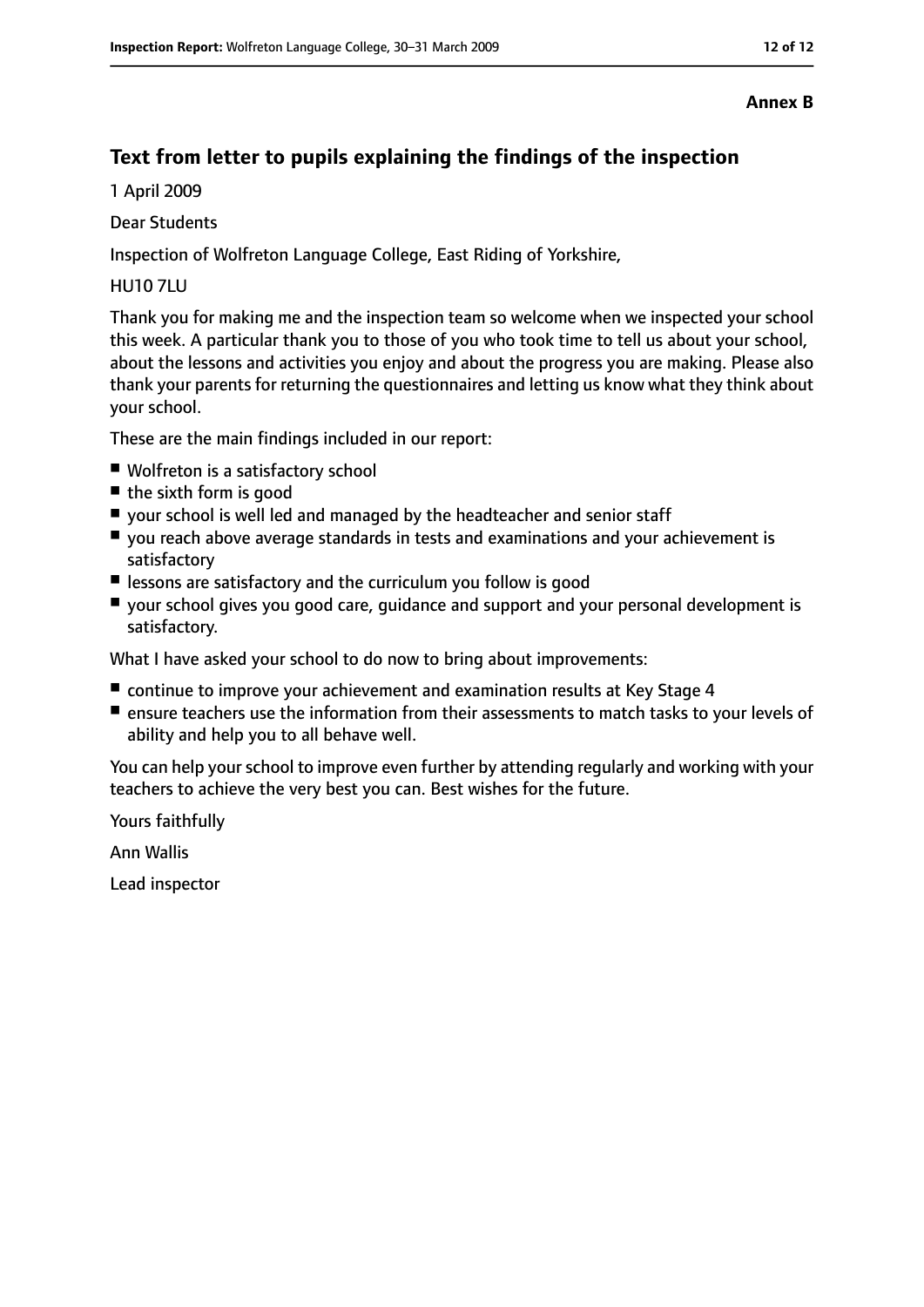**Annex B**

## Text from letter to pupils explaining the findings of the inspection

1 April 2009

Dear Students

Inspection of Wolfreton Language College, East Riding of Yorkshire,

HU10 7LU

Thank you for making me and the inspection team so welcome when we inspected your school this week. A particular thank you to those of you who took time to tell us about your school, about the lessons and activities you enjoy and about the progress you are making. Please also thank your parents for returning the questionnaires and letting us know what they think about your school.

These are the main findings included in our report:

- Wolfreton is a satisfactory school
- the sixth form is good
- your school is well led and managed by the headteacher and senior staff
- you reach above average standards in tests and examinations and your achievement is satisfactory
- lessons are satisfactory and the curriculum you follow is good
- your school gives you good care, guidance and support and your personal development is satisfactory.

What I have asked your school to do now to bring about improvements:

- continue to improve your achievement and examination results at Key Stage 4
- ensure teachers use the information from their assessments to match tasks to your levels of ability and help you to all behave well.

You can help your school to improve even further by attending regularly and working with your teachers to achieve the very best you can. Best wishes for the future.

Yours faithfully

Ann Wallis

Lead inspector